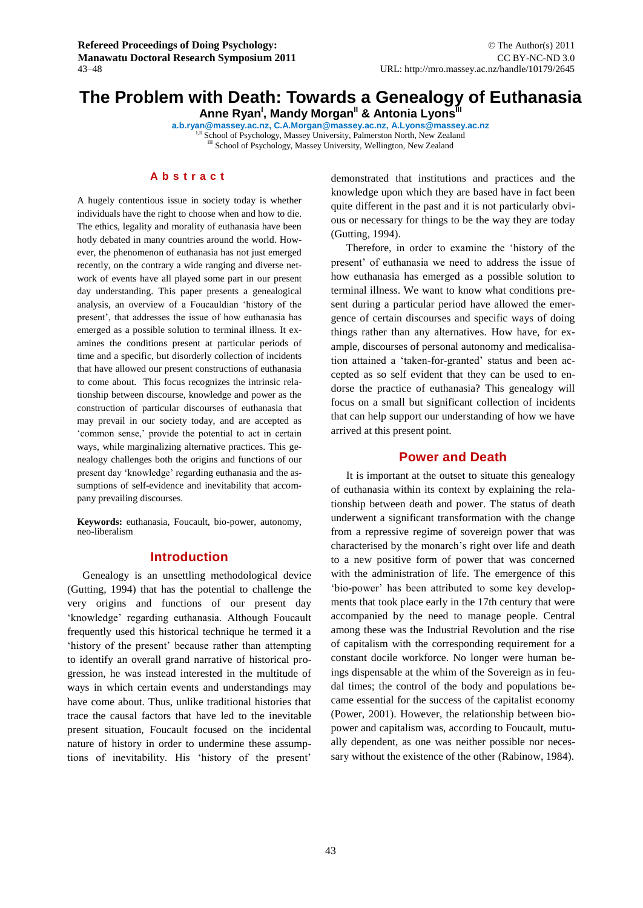# The Problem with Death: Towards a Genealogy of Euthanasia

**Anne Ryan[I], Mandy Morgan[II] & Antonia Lyons[III]**

a.b.ryan@massey.ac.nz, C.A.Morgan@massey.ac.nz, A.Lyons@massey.ac.nz

[I,II] School of Psychology, Massey University, Palmerston North, New Zealand

[III] School of Psychology, Massey University, Wellington, New Zealand

## Abstract

A hugely contentious issue in society today is whether individuals have the right to choose when and how to die. The ethics, legality and morality of euthanasia have been hotly debated in many countries around the world. However, the phenomenon of euthanasia has not just emerged recently, on the contrary a wide ranging and diverse network of events have all played some part in our present day understanding. This paper presents a genealogical analysis, an overview of a Foucauldian 'history of the present', that addresses the issue of how euthanasia has emerged as a possible solution to terminal illness. It examines the conditions present at particular periods of time and a specific, but disorderly collection of incidents that have allowed our present constructions of euthanasia to come about. This focus recognizes the intrinsic relationship between discourse, knowledge and power as the construction of particular discourses of euthanasia that may prevail in our society today, and are accepted as 'common sense,' provide the potential to act in certain ways, while marginalizing alternative practices. This genealogy challenges both the origins and functions of our present day 'knowledge' regarding euthanasia and the assumptions of self-evidence and inevitability that accompany prevailing discourses.

**Keywords:** euthanasia, Foucault, bio-power, autonomy, neo-liberalism

## Introduction

Genealogy is an unsettling methodological device (Gutting, 1994) that has the potential to challenge the very origins and functions of our present day 'knowledge' regarding euthanasia. Although Foucault frequently used this historical technique he termed it a 'history of the present' because rather than attempting to identify an overall grand narrative of historical progression, he was instead interested in the multitude of ways in which certain events and understandings may have come about. Thus, unlike traditional histories that trace the causal factors that have led to the inevitable present situation, Foucault focused on the incidental nature of history in order to undermine these assumptions of inevitability. His 'history of the present' demonstrated that institutions and practices and the knowledge upon which they are based have in fact been quite different in the past and it is not particularly obvious or necessary for things to be the way they are today (Gutting, 1994).

Therefore, in order to examine the 'history of the present' of euthanasia we need to address the issue of how euthanasia has emerged as a possible solution to terminal illness. We want to know what conditions present during a particular period have allowed the emergence of certain discourses and specific ways of doing things rather than any alternatives. How have, for example, discourses of personal autonomy and medicalisation attained a 'taken-for-granted' status and been accepted as so self evident that they can be used to endorse the practice of euthanasia? This genealogy will focus on a small but significant collection of incidents that can help support our understanding of how we have arrived at this present point.

## Power and Death

It is important at the outset to situate this genealogy of euthanasia within its context by explaining the relationship between death and power. The status of death underwent a significant transformation with the change from a repressive regime of sovereign power that was characterised by the monarch's right over life and death to a new positive form of power that was concerned with the administration of life. The emergence of this 'bio-power' has been attributed to some key developments that took place early in the 17th century that were accompanied by the need to manage people. Central among these was the Industrial Revolution and the rise of capitalism with the corresponding requirement for a constant docile workforce. No longer were human beings dispensable at the whim of the Sovereign as in feudal times; the control of the body and populations became essential for the success of the capitalist economy (Power, 2001). However, the relationship between bio-power and capitalism was, according to Foucault, mutually dependent, as one was neither possible nor necessary without the existence of the other (Rabinow, 1984).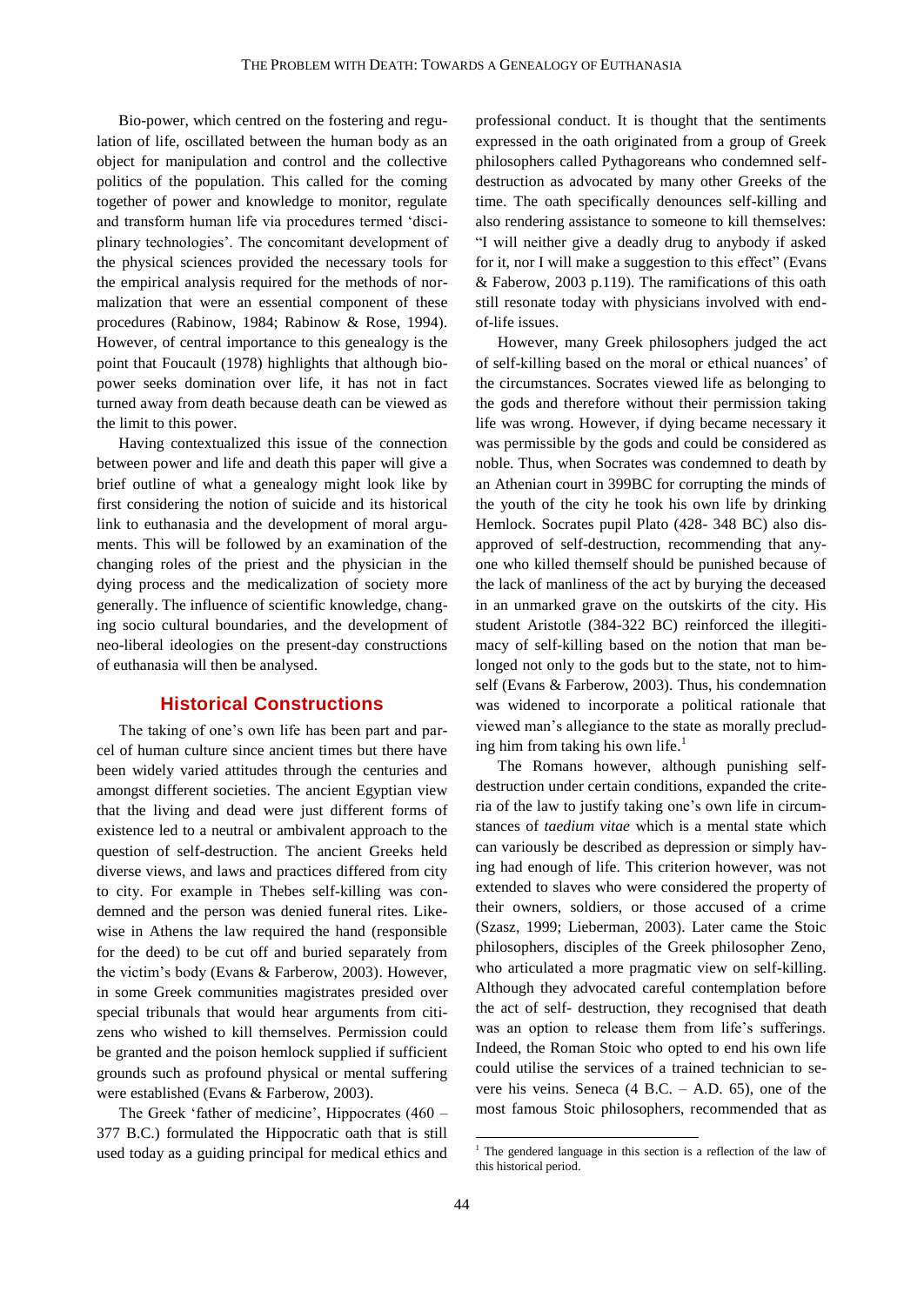Bio-power, which centred on the fostering and regulation of life, oscillated between the human body as an object for manipulation and control and the collective politics of the population. This called for the coming together of power and knowledge to monitor, regulate and transform human life via procedures termed 'disciplinary technologies'. The concomitant development of the physical sciences provided the necessary tools for the empirical analysis required for the methods of normalization that were an essential component of these procedures (Rabinow, 1984; Rabinow & Rose, 1994). However, of central importance to this genealogy is the point that Foucault (1978) highlights that although bio-power seeks domination over life, it has not in fact turned away from death because death can be viewed as the limit to this power.

Having contextualized this issue of the connection between power and life and death this paper will give a brief outline of what a genealogy might look like by first considering the notion of suicide and its historical link to euthanasia and the development of moral arguments. This will be followed by an examination of the changing roles of the priest and the physician in the dying process and the medicalization of society more generally. The influence of scientific knowledge, changing socio cultural boundaries, and the development of neo-liberal ideologies on the present-day constructions of euthanasia will then be analysed.

## Historical Constructions

The taking of one's own life has been part and parcel of human culture since ancient times but there have been widely varied attitudes through the centuries and amongst different societies. The ancient Egyptian view that the living and dead were just different forms of existence led to a neutral or ambivalent approach to the question of self-destruction. The ancient Greeks held diverse views, and laws and practices differed from city to city. For example in Thebes self-killing was condemned and the person was denied funeral rites. Likewise in Athens the law required the hand (responsible for the deed) to be cut off and buried separately from the victim's body (Evans & Farberow, 2003). However, in some Greek communities magistrates presided over special tribunals that would hear arguments from citizens who wished to kill themselves. Permission could be granted and the poison hemlock supplied if sufficient grounds such as profound physical or mental suffering were established (Evans & Farberow, 2003).

The Greek 'father of medicine', Hippocrates (460 – 377 B.C.) formulated the Hippocratic oath that is still used today as a guiding principal for medical ethics and professional conduct. It is thought that the sentiments expressed in the oath originated from a group of Greek philosophers called Pythagoreans who condemned self-destruction as advocated by many other Greeks of the time. The oath specifically denounces self-killing and also rendering assistance to someone to kill themselves: "I will neither give a deadly drug to anybody if asked for it, nor I will make a suggestion to this effect" (Evans & Faberow, 2003 p.119). The ramifications of this oath still resonate today with physicians involved with end-of-life issues.

However, many Greek philosophers judged the act of self-killing based on the moral or ethical nuances' of the circumstances. Socrates viewed life as belonging to the gods and therefore without their permission taking life was wrong. However, if dying became necessary it was permissible by the gods and could be considered as noble. Thus, when Socrates was condemned to death by an Athenian court in 399BC for corrupting the minds of the youth of the city he took his own life by drinking Hemlock. Socrates pupil Plato (428- 348 BC) also disapproved of self-destruction, recommending that anyone who killed themself should be punished because of the lack of manliness of the act by burying the deceased in an unmarked grave on the outskirts of the city. His student Aristotle (384-322 BC) reinforced the illegitimacy of self-killing based on the notion that man belonged not only to the gods but to the state, not to himself (Evans & Farberow, 2003). Thus, his condemnation was widened to incorporate a political rationale that viewed man's allegiance to the state as morally precluding him from taking his own life.[1]

The Romans however, although punishing self-destruction under certain conditions, expanded the criteria of the law to justify taking one's own life in circumstances of *taedium vitae* which is a mental state which can variously be described as depression or simply having had enough of life. This criterion however, was not extended to slaves who were considered the property of their owners, soldiers, or those accused of a crime (Szasz, 1999; Lieberman, 2003). Later came the Stoic philosophers, disciples of the Greek philosopher Zeno, who articulated a more pragmatic view on self-killing. Although they advocated careful contemplation before the act of self- destruction, they recognised that death was an option to release them from life's sufferings. Indeed, the Roman Stoic who opted to end his own life could utilise the services of a trained technician to severe his veins. Seneca (4 B.C. – A.D. 65), one of the most famous Stoic philosophers, recommended that as

[1] The gendered language in this section is a reflection of the law of this historical period.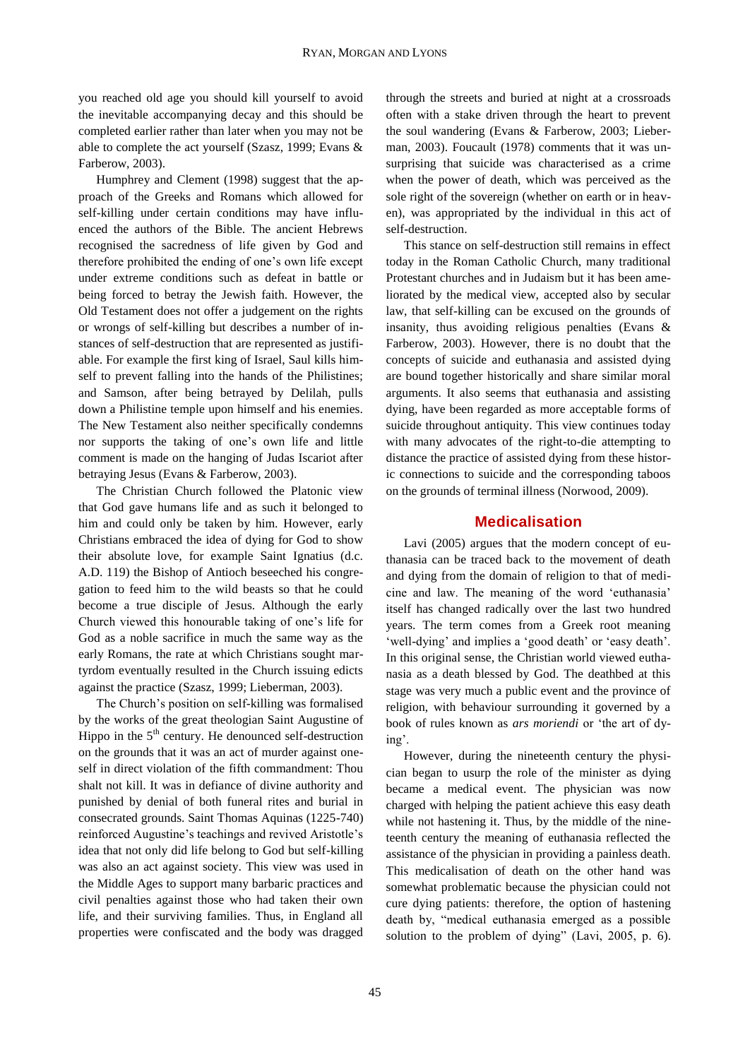you reached old age you should kill yourself to avoid the inevitable accompanying decay and this should be completed earlier rather than later when you may not be able to complete the act yourself (Szasz, 1999; Evans & Farberow, 2003).

Humphrey and Clement (1998) suggest that the approach of the Greeks and Romans which allowed for self-killing under certain conditions may have influenced the authors of the Bible. The ancient Hebrews recognised the sacredness of life given by God and therefore prohibited the ending of one's own life except under extreme conditions such as defeat in battle or being forced to betray the Jewish faith. However, the Old Testament does not offer a judgement on the rights or wrongs of self-killing but describes a number of instances of self-destruction that are represented as justifiable. For example the first king of Israel, Saul kills himself to prevent falling into the hands of the Philistines; and Samson, after being betrayed by Delilah, pulls down a Philistine temple upon himself and his enemies. The New Testament also neither specifically condemns nor supports the taking of one's own life and little comment is made on the hanging of Judas Iscariot after betraying Jesus (Evans & Farberow, 2003).

The Christian Church followed the Platonic view that God gave humans life and as such it belonged to him and could only be taken by him. However, early Christians embraced the idea of dying for God to show their absolute love, for example Saint Ignatius (d.c. A.D. 119) the Bishop of Antioch beseeched his congregation to feed him to the wild beasts so that he could become a true disciple of Jesus. Although the early Church viewed this honourable taking of one's life for God as a noble sacrifice in much the same way as the early Romans, the rate at which Christians sought martyrdom eventually resulted in the Church issuing edicts against the practice (Szasz, 1999; Lieberman, 2003).

The Church's position on self-killing was formalised by the works of the great theologian Saint Augustine of Hippo in the 5th century. He denounced self-destruction on the grounds that it was an act of murder against oneself in direct violation of the fifth commandment: Thou shalt not kill. It was in defiance of divine authority and punished by denial of both funeral rites and burial in consecrated grounds. Saint Thomas Aquinas (1225-740) reinforced Augustine's teachings and revived Aristotle's idea that not only did life belong to God but self-killing was also an act against society. This view was used in the Middle Ages to support many barbaric practices and civil penalties against those who had taken their own life, and their surviving families. Thus, in England all properties were confiscated and the body was dragged through the streets and buried at night at a crossroads often with a stake driven through the heart to prevent the soul wandering (Evans & Farberow, 2003; Lieberman, 2003). Foucault (1978) comments that it was unsurprising that suicide was characterised as a crime when the power of death, which was perceived as the sole right of the sovereign (whether on earth or in heaven), was appropriated by the individual in this act of self-destruction.

This stance on self-destruction still remains in effect today in the Roman Catholic Church, many traditional Protestant churches and in Judaism but it has been ameliorated by the medical view, accepted also by secular law, that self-killing can be excused on the grounds of insanity, thus avoiding religious penalties (Evans & Farberow, 2003). However, there is no doubt that the concepts of suicide and euthanasia and assisted dying are bound together historically and share similar moral arguments. It also seems that euthanasia and assisting dying, have been regarded as more acceptable forms of suicide throughout antiquity. This view continues today with many advocates of the right-to-die attempting to distance the practice of assisted dying from these historic connections to suicide and the corresponding taboos on the grounds of terminal illness (Norwood, 2009).

## Medicalisation

Lavi (2005) argues that the modern concept of euthanasia can be traced back to the movement of death and dying from the domain of religion to that of medicine and law. The meaning of the word 'euthanasia' itself has changed radically over the last two hundred years. The term comes from a Greek root meaning 'well-dying' and implies a 'good death' or 'easy death'. In this original sense, the Christian world viewed euthanasia as a death blessed by God. The deathbed at this stage was very much a public event and the province of religion, with behaviour surrounding it governed by a book of rules known as *ars moriendi* or 'the art of dying'.

However, during the nineteenth century the physician began to usurp the role of the minister as dying became a medical event. The physician was now charged with helping the patient achieve this easy death while not hastening it. Thus, by the middle of the nineteenth century the meaning of euthanasia reflected the assistance of the physician in providing a painless death. This medicalisation of death on the other hand was somewhat problematic because the physician could not cure dying patients: therefore, the option of hastening death by, "medical euthanasia emerged as a possible solution to the problem of dying" (Lavi, 2005, p. 6).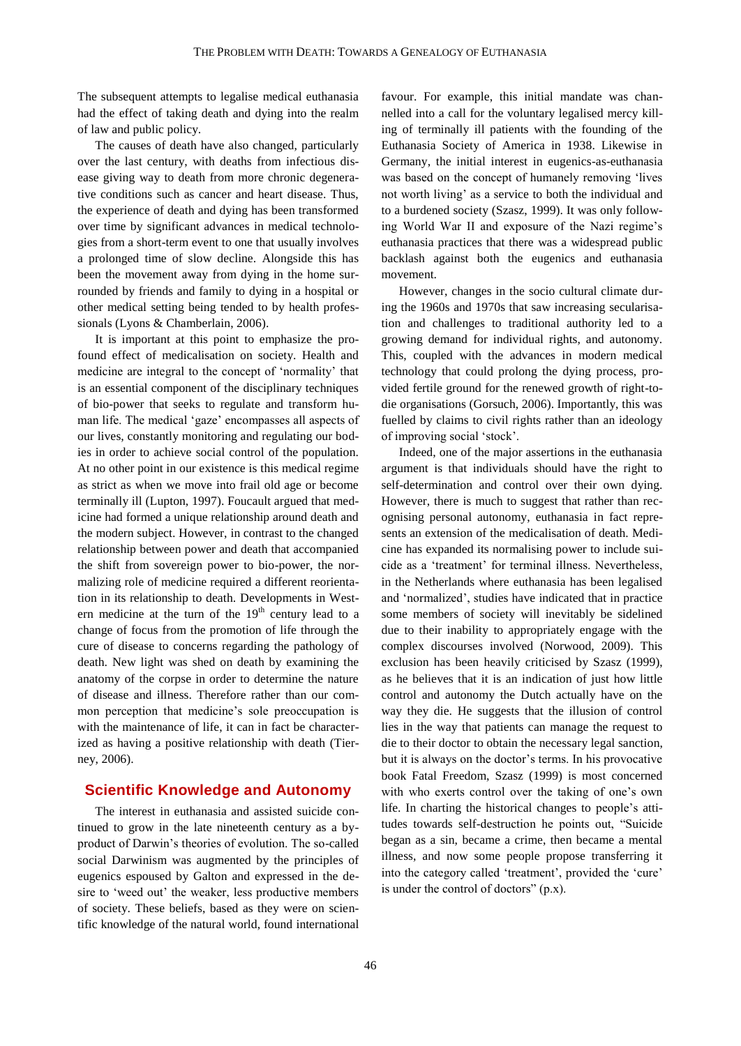The subsequent attempts to legalise medical euthanasia had the effect of taking death and dying into the realm of law and public policy.

The causes of death have also changed, particularly over the last century, with deaths from infectious disease giving way to death from more chronic degenerative conditions such as cancer and heart disease. Thus, the experience of death and dying has been transformed over time by significant advances in medical technologies from a short-term event to one that usually involves a prolonged time of slow decline. Alongside this has been the movement away from dying in the home surrounded by friends and family to dying in a hospital or other medical setting being tended to by health professionals (Lyons & Chamberlain, 2006).

It is important at this point to emphasize the profound effect of medicalisation on society. Health and medicine are integral to the concept of 'normality' that is an essential component of the disciplinary techniques of bio-power that seeks to regulate and transform human life. The medical 'gaze' encompasses all aspects of our lives, constantly monitoring and regulating our bodies in order to achieve social control of the population. At no other point in our existence is this medical regime as strict as when we move into frail old age or become terminally ill (Lupton, 1997). Foucault argued that medicine had formed a unique relationship around death and the modern subject. However, in contrast to the changed relationship between power and death that accompanied the shift from sovereign power to bio-power, the normalizing role of medicine required a different reorientation in its relationship to death. Developments in Western medicine at the turn of the 19th century lead to a change of focus from the promotion of life through the cure of disease to concerns regarding the pathology of death. New light was shed on death by examining the anatomy of the corpse in order to determine the nature of disease and illness. Therefore rather than our common perception that medicine's sole preoccupation is with the maintenance of life, it can in fact be characterized as having a positive relationship with death (Tierney, 2006).

## Scientific Knowledge and Autonomy

The interest in euthanasia and assisted suicide continued to grow in the late nineteenth century as a by-product of Darwin's theories of evolution. The so-called social Darwinism was augmented by the principles of eugenics espoused by Galton and expressed in the desire to 'weed out' the weaker, less productive members of society. These beliefs, based as they were on scientific knowledge of the natural world, found international favour. For example, this initial mandate was channelled into a call for the voluntary legalised mercy killing of terminally ill patients with the founding of the Euthanasia Society of America in 1938. Likewise in Germany, the initial interest in eugenics-as-euthanasia was based on the concept of humanely removing 'lives not worth living' as a service to both the individual and to a burdened society (Szasz, 1999). It was only following World War II and exposure of the Nazi regime's euthanasia practices that there was a widespread public backlash against both the eugenics and euthanasia movement.

However, changes in the socio cultural climate during the 1960s and 1970s that saw increasing secularisation and challenges to traditional authority led to a growing demand for individual rights, and autonomy. This, coupled with the advances in modern medical technology that could prolong the dying process, provided fertile ground for the renewed growth of right-to-die organisations (Gorsuch, 2006). Importantly, this was fuelled by claims to civil rights rather than an ideology of improving social 'stock'.

Indeed, one of the major assertions in the euthanasia argument is that individuals should have the right to self-determination and control over their own dying. However, there is much to suggest that rather than recognising personal autonomy, euthanasia in fact represents an extension of the medicalisation of death. Medicine has expanded its normalising power to include suicide as a 'treatment' for terminal illness. Nevertheless, in the Netherlands where euthanasia has been legalised and 'normalized', studies have indicated that in practice some members of society will inevitably be sidelined due to their inability to appropriately engage with the complex discourses involved (Norwood, 2009). This exclusion has been heavily criticised by Szasz (1999), as he believes that it is an indication of just how little control and autonomy the Dutch actually have on the way they die. He suggests that the illusion of control lies in the way that patients can manage the request to die to their doctor to obtain the necessary legal sanction, but it is always on the doctor's terms. In his provocative book Fatal Freedom, Szasz (1999) is most concerned with who exerts control over the taking of one's own life. In charting the historical changes to people's attitudes towards self-destruction he points out, "Suicide began as a sin, became a crime, then became a mental illness, and now some people propose transferring it into the category called 'treatment', provided the 'cure' is under the control of doctors" (p.x).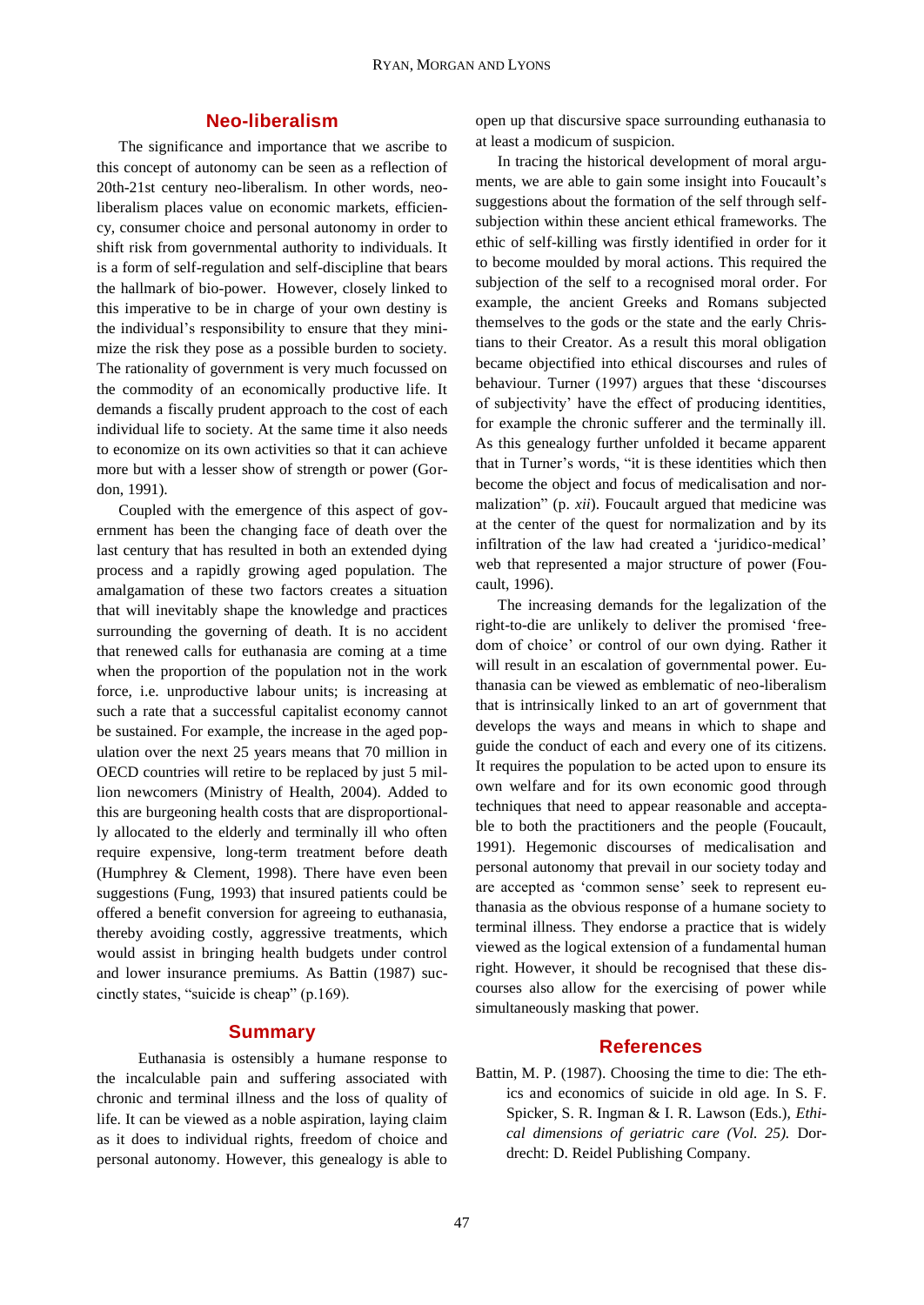## Neo-liberalism

The significance and importance that we ascribe to this concept of autonomy can be seen as a reflection of 20th-21st century neo-liberalism. In other words, neo-liberalism places value on economic markets, efficiency, consumer choice and personal autonomy in order to shift risk from governmental authority to individuals. It is a form of self-regulation and self-discipline that bears the hallmark of bio-power. However, closely linked to this imperative to be in charge of your own destiny is the individual's responsibility to ensure that they minimize the risk they pose as a possible burden to society. The rationality of government is very much focussed on the commodity of an economically productive life. It demands a fiscally prudent approach to the cost of each individual life to society. At the same time it also needs to economize on its own activities so that it can achieve more but with a lesser show of strength or power (Gordon, 1991).

Coupled with the emergence of this aspect of government has been the changing face of death over the last century that has resulted in both an extended dying process and a rapidly growing aged population. The amalgamation of these two factors creates a situation that will inevitably shape the knowledge and practices surrounding the governing of death. It is no accident that renewed calls for euthanasia are coming at a time when the proportion of the population not in the work force, i.e. unproductive labour units; is increasing at such a rate that a successful capitalist economy cannot be sustained. For example, the increase in the aged population over the next 25 years means that 70 million in OECD countries will retire to be replaced by just 5 million newcomers (Ministry of Health, 2004). Added to this are burgeoning health costs that are disproportionally allocated to the elderly and terminally ill who often require expensive, long-term treatment before death (Humphrey & Clement, 1998). There have even been suggestions (Fung, 1993) that insured patients could be offered a benefit conversion for agreeing to euthanasia, thereby avoiding costly, aggressive treatments, which would assist in bringing health budgets under control and lower insurance premiums. As Battin (1987) succinctly states, "suicide is cheap" (p.169).

## Summary

Euthanasia is ostensibly a humane response to the incalculable pain and suffering associated with chronic and terminal illness and the loss of quality of life. It can be viewed as a noble aspiration, laying claim as it does to individual rights, freedom of choice and personal autonomy. However, this genealogy is able to open up that discursive space surrounding euthanasia to at least a modicum of suspicion.

In tracing the historical development of moral arguments, we are able to gain some insight into Foucault's suggestions about the formation of the self through self-subjection within these ancient ethical frameworks. The ethic of self-killing was firstly identified in order for it to become moulded by moral actions. This required the subjection of the self to a recognised moral order. For example, the ancient Greeks and Romans subjected themselves to the gods or the state and the early Christians to their Creator. As a result this moral obligation became objectified into ethical discourses and rules of behaviour. Turner (1997) argues that these 'discourses of subjectivity' have the effect of producing identities, for example the chronic sufferer and the terminally ill. As this genealogy further unfolded it became apparent that in Turner's words, "it is these identities which then become the object and focus of medicalisation and normalization" (p. *xii*). Foucault argued that medicine was at the center of the quest for normalization and by its infiltration of the law had created a 'juridico-medical' web that represented a major structure of power (Foucault, 1996).

The increasing demands for the legalization of the right-to-die are unlikely to deliver the promised 'freedom of choice' or control of our own dying. Rather it will result in an escalation of governmental power. Euthanasia can be viewed as emblematic of neo-liberalism that is intrinsically linked to an art of government that develops the ways and means in which to shape and guide the conduct of each and every one of its citizens. It requires the population to be acted upon to ensure its own welfare and for its own economic good through techniques that need to appear reasonable and acceptable to both the practitioners and the people (Foucault, 1991). Hegemonic discourses of medicalisation and personal autonomy that prevail in our society today and are accepted as 'common sense' seek to represent euthanasia as the obvious response of a humane society to terminal illness. They endorse a practice that is widely viewed as the logical extension of a fundamental human right. However, it should be recognised that these discourses also allow for the exercising of power while simultaneously masking that power.

## References

Battin, M. P. (1987). Choosing the time to die: The ethics and economics of suicide in old age. In S. F. Spicker, S. R. Ingman & I. R. Lawson (Eds.), *Ethical dimensions of geriatric care (Vol. 25).* Dordrecht: D. Reidel Publishing Company.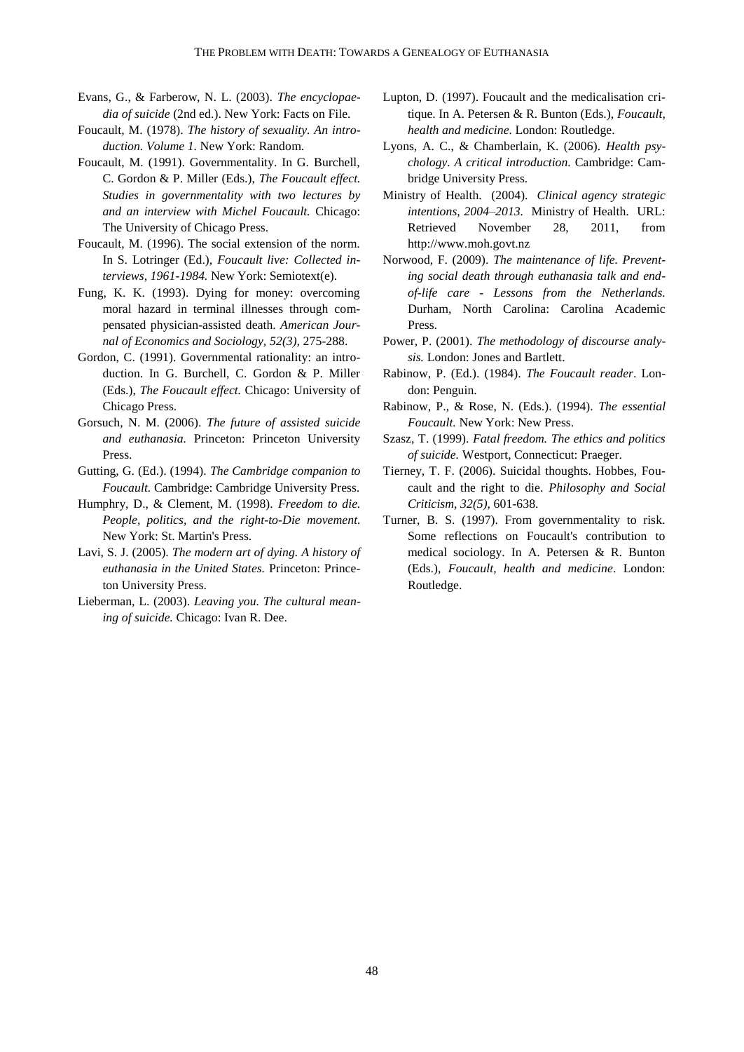Evans, G., & Farberow, N. L. (2003). *The encyclopaedia of suicide* (2nd ed.). New York: Facts on File.

Foucault, M. (1978). *The history of sexuality. An introduction. Volume 1*. New York: Random.

Foucault, M. (1991). Governmentality. In G. Burchell, C. Gordon & P. Miller (Eds.), *The Foucault effect. Studies in governmentality with two lectures by and an interview with Michel Foucault.* Chicago: The University of Chicago Press.

Foucault, M. (1996). The social extension of the norm. In S. Lotringer (Ed.), *Foucault live: Collected interviews, 1961-1984.* New York: Semiotext(e).

Fung, K. K. (1993). Dying for money: overcoming moral hazard in terminal illnesses through compensated physician-assisted death. *American Journal of Economics and Sociology, 52(3),* 275-288.

Gordon, C. (1991). Governmental rationality: an introduction. In G. Burchell, C. Gordon & P. Miller (Eds.), *The Foucault effect.* Chicago: University of Chicago Press.

Gorsuch, N. M. (2006). *The future of assisted suicide and euthanasia.* Princeton: Princeton University Press.

Gutting, G. (Ed.). (1994). *The Cambridge companion to Foucault.* Cambridge: Cambridge University Press.

Humphry, D., & Clement, M. (1998). *Freedom to die. People, politics, and the right-to-Die movement.* New York: St. Martin's Press.

Lavi, S. J. (2005). *The modern art of dying. A history of euthanasia in the United States.* Princeton: Princeton University Press.

Lieberman, L. (2003). *Leaving you. The cultural meaning of suicide.* Chicago: Ivan R. Dee.

Lupton, D. (1997). Foucault and the medicalisation critique. In A. Petersen & R. Bunton (Eds.), *Foucault, health and medicine.* London: Routledge.

Lyons, A. C., & Chamberlain, K. (2006). *Health psychology. A critical introduction.* Cambridge: Cambridge University Press.

Ministry of Health. (2004). *Clinical agency strategic intentions, 2004–2013.* Ministry of Health. URL: Retrieved November 28, 2011, from http://www.moh.govt.nz

Norwood, F. (2009). *The maintenance of life. Preventing social death through euthanasia talk and end-of-life care - Lessons from the Netherlands.* Durham, North Carolina: Carolina Academic Press.

Power, P. (2001). *The methodology of discourse analysis.* London: Jones and Bartlett.

Rabinow, P. (Ed.). (1984). *The Foucault reader*. London: Penguin.

Rabinow, P., & Rose, N. (Eds.). (1994). *The essential Foucault.* New York: New Press.

Szasz, T. (1999). *Fatal freedom. The ethics and politics of suicide.* Westport, Connecticut: Praeger.

Tierney, T. F. (2006). Suicidal thoughts. Hobbes, Foucault and the right to die. *Philosophy and Social Criticism, 32(5),* 601-638.

Turner, B. S. (1997). From governmentality to risk. Some reflections on Foucault's contribution to medical sociology. In A. Petersen & R. Bunton (Eds.), *Foucault, health and medicine*. London: Routledge.